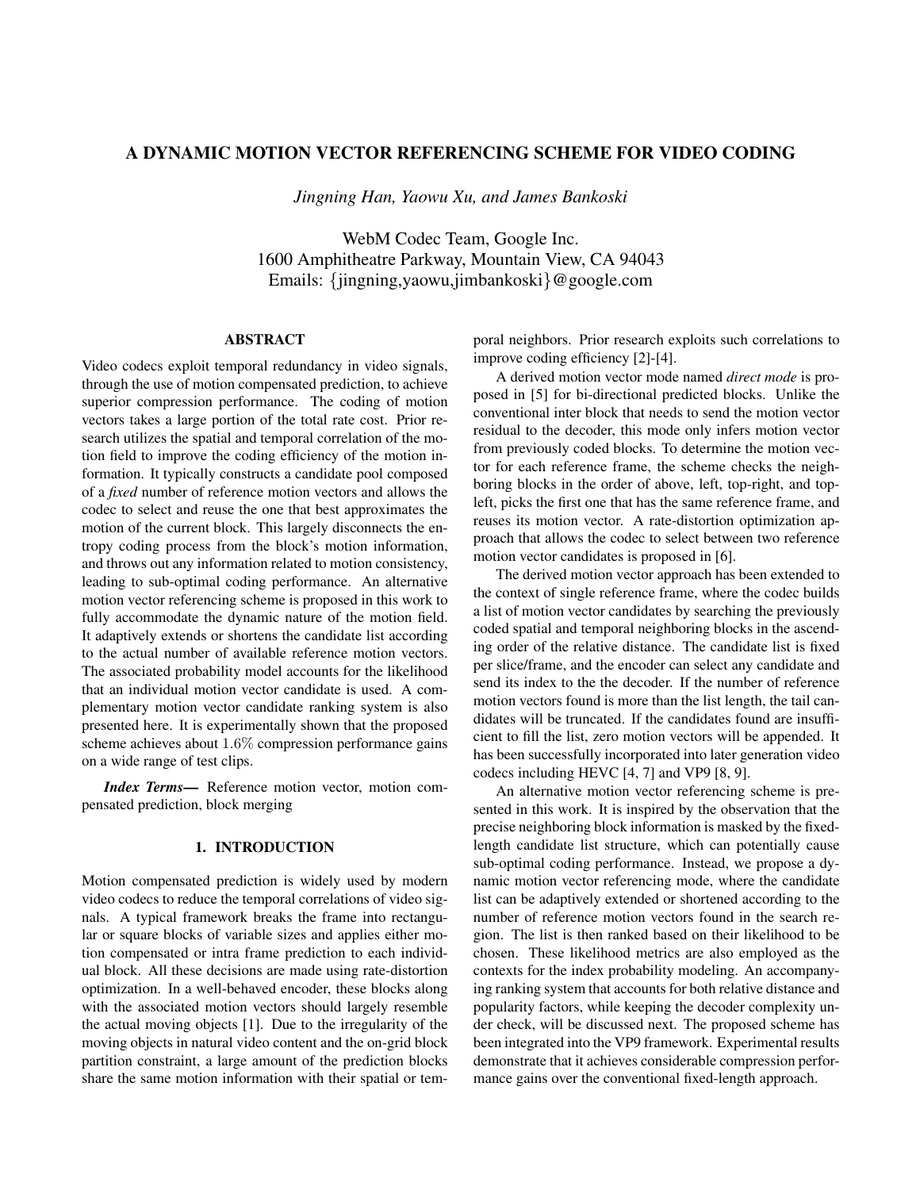# A DYNAMIC MOTION VECTOR REFERENCING SCHEME FOR VIDEO CODING

*Jingning Han, Yaowu Xu, and James Bankoski*

WebM Codec Team, Google Inc.
1600 Amphitheatre Parkway, Mountain View, CA 94043
Emails: {jingning,yaowu,jimbankoski}@google.com

## ABSTRACT

Video codecs exploit temporal redundancy in video signals, through the use of motion compensated prediction, to achieve superior compression performance. The coding of motion vectors takes a large portion of the total rate cost. Prior research utilizes the spatial and temporal correlation of the motion field to improve the coding efficiency of the motion information. It typically constructs a candidate pool composed of a *fixed* number of reference motion vectors and allows the codec to select and reuse the one that best approximates the motion of the current block. This largely disconnects the entropy coding process from the block's motion information, and throws out any information related to motion consistency, leading to sub-optimal coding performance. An alternative motion vector referencing scheme is proposed in this work to fully accommodate the dynamic nature of the motion field. It adaptively extends or shortens the candidate list according to the actual number of available reference motion vectors. The associated probability model accounts for the likelihood that an individual motion vector candidate is used. A complementary motion vector candidate ranking system is also presented here. It is experimentally shown that the proposed scheme achieves about $1.6\%$ compression performance gains on a wide range of test clips.

***Index Terms*—** Reference motion vector, motion compensated prediction, block merging

## 1. INTRODUCTION

Motion compensated prediction is widely used by modern video codecs to reduce the temporal correlations of video signals. A typical framework breaks the frame into rectangular or square blocks of variable sizes and applies either motion compensated or intra frame prediction to each individual block. All these decisions are made using rate-distortion optimization. In a well-behaved encoder, these blocks along with the associated motion vectors should largely resemble the actual moving objects [1]. Due to the irregularity of the moving objects in natural video content and the on-grid block partition constraint, a large amount of the prediction blocks share the same motion information with their spatial or temporal neighbors. Prior research exploits such correlations to improve coding efficiency [2]-[4].

A derived motion vector mode named *direct mode* is proposed in [5] for bi-directional predicted blocks. Unlike the conventional inter block that needs to send the motion vector residual to the decoder, this mode only infers motion vector from previously coded blocks. To determine the motion vector for each reference frame, the scheme checks the neighboring blocks in the order of above, left, top-right, and top-left, picks the first one that has the same reference frame, and reuses its motion vector. A rate-distortion optimization approach that allows the codec to select between two reference motion vector candidates is proposed in [6].

The derived motion vector approach has been extended to the context of single reference frame, where the codec builds a list of motion vector candidates by searching the previously coded spatial and temporal neighboring blocks in the ascending order of the relative distance. The candidate list is fixed per slice/frame, and the encoder can select any candidate and send its index to the the decoder. If the number of reference motion vectors found is more than the list length, the tail candidates will be truncated. If the candidates found are insufficient to fill the list, zero motion vectors will be appended. It has been successfully incorporated into later generation video codecs including HEVC [4, 7] and VP9 [8, 9].

An alternative motion vector referencing scheme is presented in this work. It is inspired by the observation that the precise neighboring block information is masked by the fixed-length candidate list structure, which can potentially cause sub-optimal coding performance. Instead, we propose a dynamic motion vector referencing mode, where the candidate list can be adaptively extended or shortened according to the number of reference motion vectors found in the search region. The list is then ranked based on their likelihood to be chosen. These likelihood metrics are also employed as the contexts for the index probability modeling. An accompanying ranking system that accounts for both relative distance and popularity factors, while keeping the decoder complexity under check, will be discussed next. The proposed scheme has been integrated into the VP9 framework. Experimental results demonstrate that it achieves considerable compression performance gains over the conventional fixed-length approach.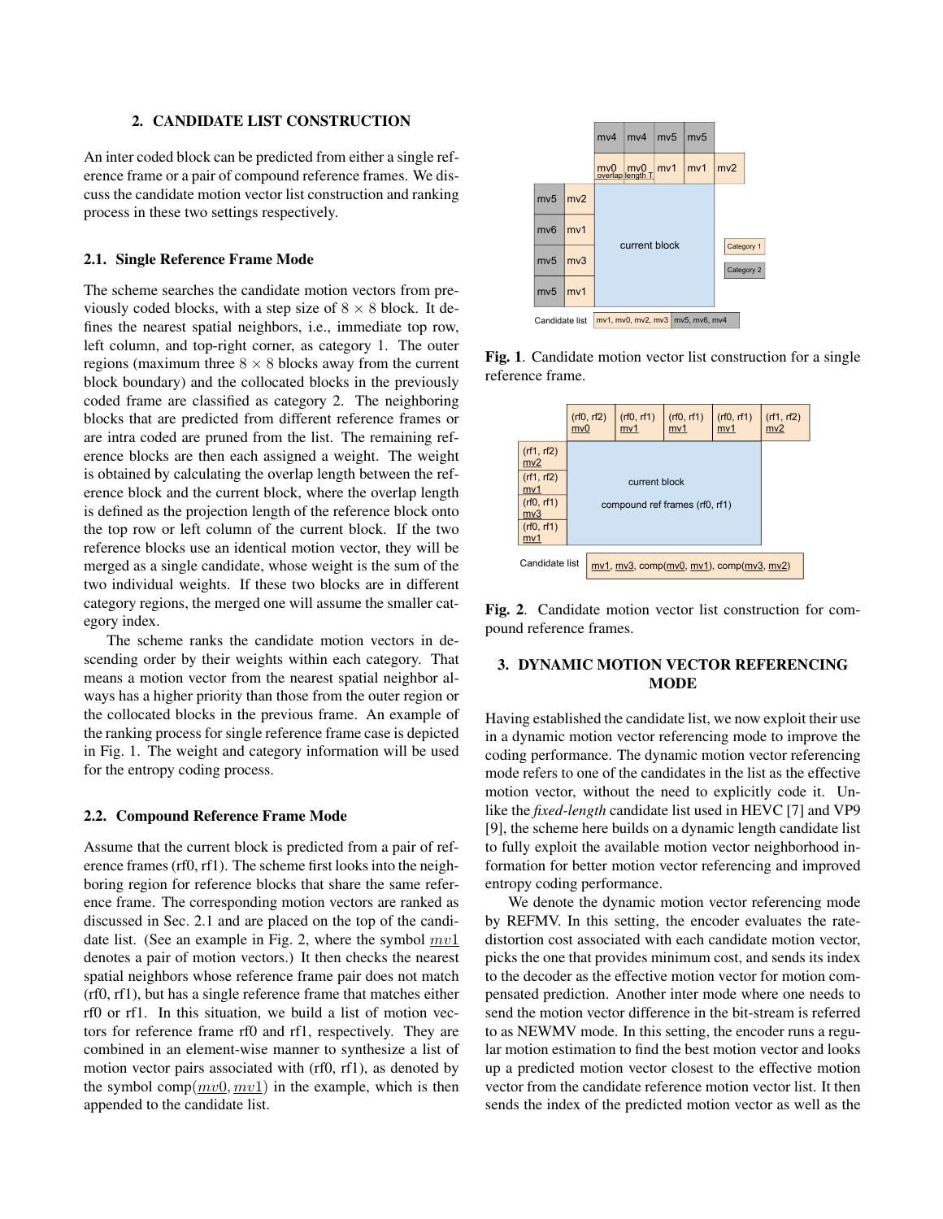## 2. CANDIDATE LIST CONSTRUCTION

An inter coded block can be predicted from either a single reference frame or a pair of compound reference frames. We discuss the candidate motion vector list construction and ranking process in these two settings respectively.

### 2.1. Single Reference Frame Mode

The scheme searches the candidate motion vectors from previously coded blocks, with a step size of $8 \times 8$ block. It defines the nearest spatial neighbors, i.e., immediate top row, left column, and top-right corner, as category 1. The outer regions (maximum three $8 \times 8$ blocks away from the current block boundary) and the collocated blocks in the previously coded frame are classified as category 2. The neighboring blocks that are predicted from different reference frames or are intra coded are pruned from the list. The remaining reference blocks are then each assigned a weight. The weight is obtained by calculating the overlap length between the reference block and the current block, where the overlap length is defined as the projection length of the reference block onto the top row or left column of the current block. If the two reference blocks use an identical motion vector, they will be merged as a single candidate, whose weight is the sum of the two individual weights. If these two blocks are in different category regions, the merged one will assume the smaller category index.

The scheme ranks the candidate motion vectors in descending order by their weights within each category. That means a motion vector from the nearest spatial neighbor always has a higher priority than those from the outer region or the collocated blocks in the previous frame. An example of the ranking process for single reference frame case is depicted in Fig. 1. The weight and category information will be used for the entropy coding process.

### 2.2. Compound Reference Frame Mode

Assume that the current block is predicted from a pair of reference frames (rf0, rf1). The scheme first looks into the neighboring region for reference blocks that share the same reference frame. The corresponding motion vectors are ranked as discussed in Sec. 2.1 and are placed on the top of the candidate list. (See an example in Fig. 2, where the symbol $\underline{mv1}$ denotes a pair of motion vectors.) It then checks the nearest spatial neighbors whose reference frame pair does not match (rf0, rf1), but has a single reference frame that matches either rf0 or rf1. In this situation, we build a list of motion vectors for reference frame rf0 and rf1, respectively. They are combined in an element-wise manner to synthesize a list of motion vector pairs associated with (rf0, rf1), as denoted by the symbol comp($\underline{mv0}$, $\underline{mv1}$) in the example, which is then appended to the candidate list.

**Fig. 1**. Candidate motion vector list construction for a single reference frame.

**Fig. 2**. Candidate motion vector list construction for compound reference frames.

## 3. DYNAMIC MOTION VECTOR REFERENCING MODE

Having established the candidate list, we now exploit their use in a dynamic motion vector referencing mode to improve the coding performance. The dynamic motion vector referencing mode refers to one of the candidates in the list as the effective motion vector, without the need to explicitly code it. Unlike the *fixed-length* candidate list used in HEVC [7] and VP9 [9], the scheme here builds on a dynamic length candidate list to fully exploit the available motion vector neighborhood information for better motion vector referencing and improved entropy coding performance.

We denote the dynamic motion vector referencing mode by REFMV. In this setting, the encoder evaluates the rate-distortion cost associated with each candidate motion vector, picks the one that provides minimum cost, and sends its index to the decoder as the effective motion vector for motion compensated prediction. Another inter mode where one needs to send the motion vector difference in the bit-stream is referred to as NEWMV mode. In this setting, the encoder runs a regular motion estimation to find the best motion vector and looks up a predicted motion vector closest to the effective motion vector from the candidate reference motion vector list. It then sends the index of the predicted motion vector as well as the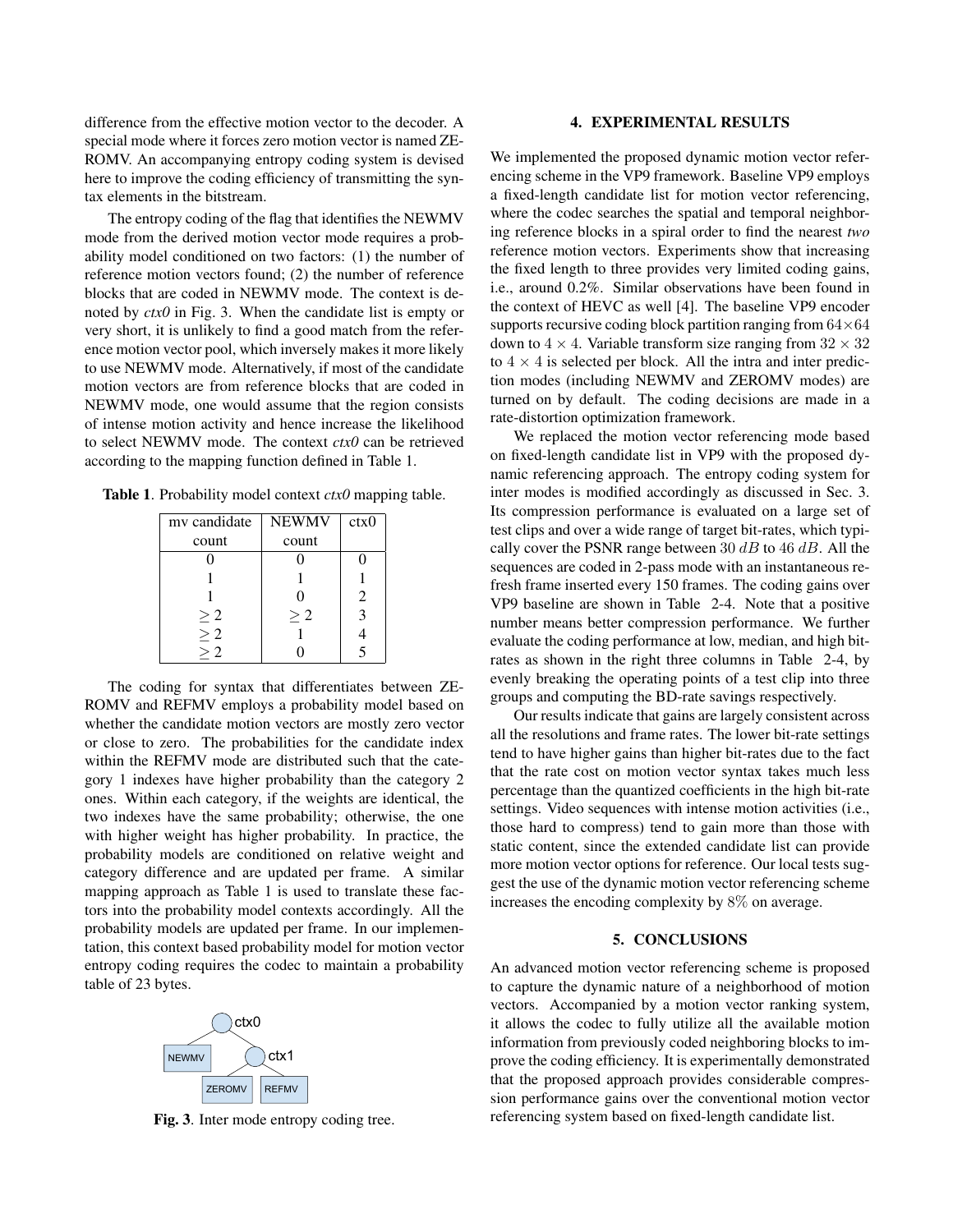difference from the effective motion vector to the decoder. A special mode where it forces zero motion vector is named ZEROMV. An accompanying entropy coding system is devised here to improve the coding efficiency of transmitting the syntax elements in the bitstream.

The entropy coding of the flag that identifies the NEWMV mode from the derived motion vector mode requires a probability model conditioned on two factors: (1) the number of reference motion vectors found; (2) the number of reference blocks that are coded in NEWMV mode. The context is denoted by *ctx0* in Fig. 3. When the candidate list is empty or very short, it is unlikely to find a good match from the reference motion vector pool, which inversely makes it more likely to use NEWMV mode. Alternatively, if most of the candidate motion vectors are from reference blocks that are coded in NEWMV mode, one would assume that the region consists of intense motion activity and hence increase the likelihood to select NEWMV mode. The context *ctx0* can be retrieved according to the mapping function defined in Table 1.

**Table 1**. Probability model context *ctx0* mapping table.

| mv candidate count | NEWMV count | ctx0 |
|---|---|---|
| 0 | 0 | 0 |
| 1 | 1 | 1 |
| 1 | 0 | 2 |
| $\geq 2$ | $\geq 2$ | 3 |
| $\geq 2$ | 1 | 4 |
| $\geq 2$ | 0 | 5 |

The coding for syntax that differentiates between ZEROMV and REFMV employs a probability model based on whether the candidate motion vectors are mostly zero vector or close to zero. The probabilities for the candidate index within the REFMV mode are distributed such that the category 1 indexes have higher probability than the category 2 ones. Within each category, if the weights are identical, the two indexes have the same probability; otherwise, the one with higher weight has higher probability. In practice, the probability models are conditioned on relative weight and category difference and are updated per frame. A similar mapping approach as Table 1 is used to translate these factors into the probability model contexts accordingly. All the probability models are updated per frame. In our implementation, this context based probability model for motion vector entropy coding requires the codec to maintain a probability table of 23 bytes.

**Fig. 3**. Inter mode entropy coding tree.

## 4. EXPERIMENTAL RESULTS

We implemented the proposed dynamic motion vector referencing scheme in the VP9 framework. Baseline VP9 employs a fixed-length candidate list for motion vector referencing, where the codec searches the spatial and temporal neighboring reference blocks in a spiral order to find the nearest *two* reference motion vectors. Experiments show that increasing the fixed length to three provides very limited coding gains, i.e., around 0.2%. Similar observations have been found in the context of HEVC as well [4]. The baseline VP9 encoder supports recursive coding block partition ranging from $64\times64$ down to $4 \times 4$. Variable transform size ranging from $32 \times 32$ to $4 \times 4$ is selected per block. All the intra and inter prediction modes (including NEWMV and ZEROMV modes) are turned on by default. The coding decisions are made in a rate-distortion optimization framework.

We replaced the motion vector referencing mode based on fixed-length candidate list in VP9 with the proposed dynamic referencing approach. The entropy coding system for inter modes is modified accordingly as discussed in Sec. 3. Its compression performance is evaluated on a large set of test clips and over a wide range of target bit-rates, which typically cover the PSNR range between $30\ dB$ to $46\ dB$. All the sequences are coded in 2-pass mode with an instantaneous refresh frame inserted every 150 frames. The coding gains over VP9 baseline are shown in Table 2-4. Note that a positive number means better compression performance. We further evaluate the coding performance at low, median, and high bit-rates as shown in the right three columns in Table 2-4, by evenly breaking the operating points of a test clip into three groups and computing the BD-rate savings respectively.

Our results indicate that gains are largely consistent across all the resolutions and frame rates. The lower bit-rate settings tend to have higher gains than higher bit-rates due to the fact that the rate cost on motion vector syntax takes much less percentage than the quantized coefficients in the high bit-rate settings. Video sequences with intense motion activities (i.e., those hard to compress) tend to gain more than those with static content, since the extended candidate list can provide more motion vector options for reference. Our local tests suggest the use of the dynamic motion vector referencing scheme increases the encoding complexity by $8\%$ on average.

## 5. CONCLUSIONS

An advanced motion vector referencing scheme is proposed to capture the dynamic nature of a neighborhood of motion vectors. Accompanied by a motion vector ranking system, it allows the codec to fully utilize all the available motion information from previously coded neighboring blocks to improve the coding efficiency. It is experimentally demonstrated that the proposed approach provides considerable compression performance gains over the conventional motion vector referencing system based on fixed-length candidate list.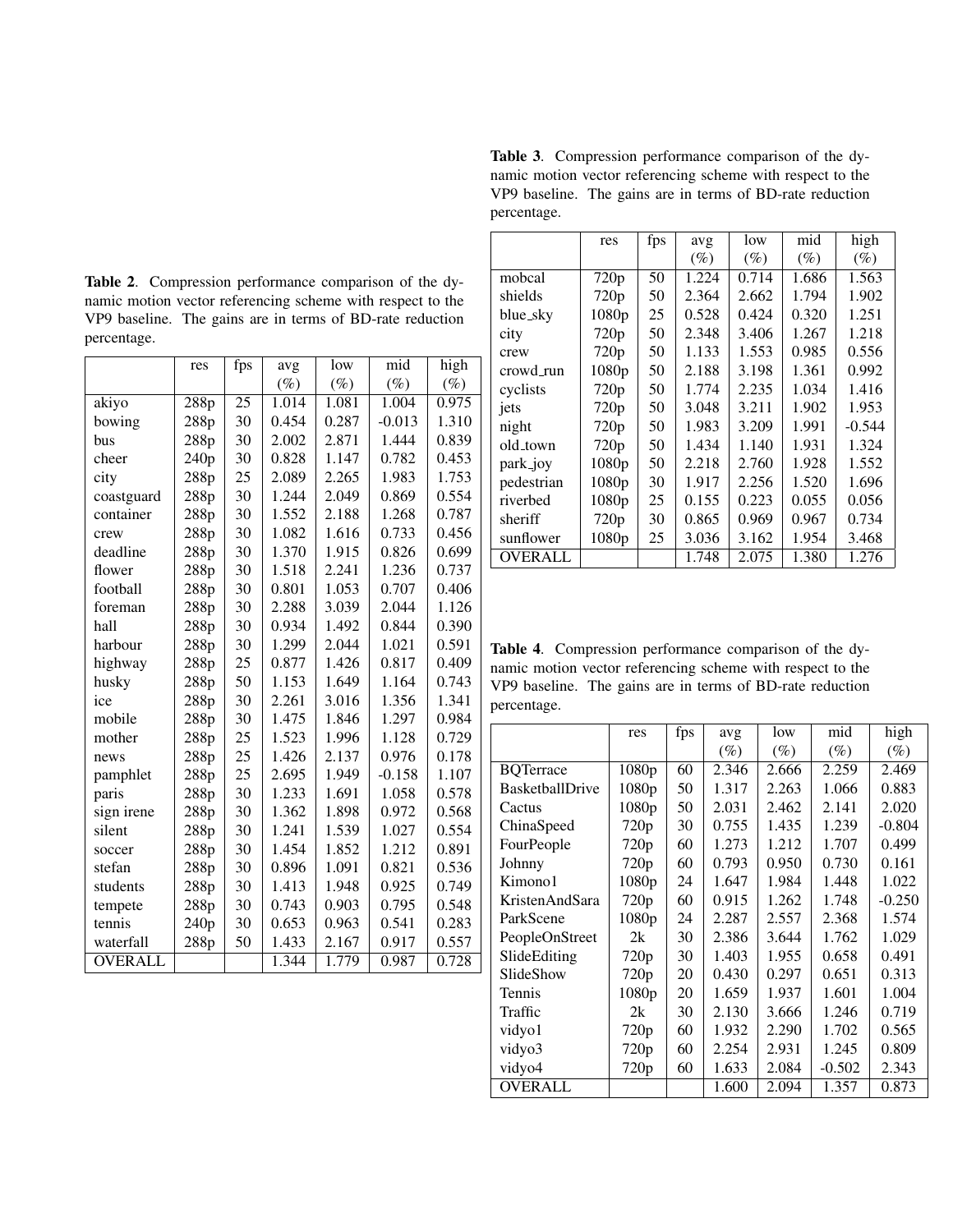**Table 2**. Compression performance comparison of the dynamic motion vector referencing scheme with respect to the VP9 baseline. The gains are in terms of BD-rate reduction percentage.

| | res | fps | avg (%) | low (%) | mid (%) | high (%) |
|---|---|---|---|---|---|---|
| akiyo | 288p | 25 | 1.014 | 1.081 | 1.004 | 0.975 |
| bowing | 288p | 30 | 0.454 | 0.287 | -0.013 | 1.310 |
| bus | 288p | 30 | 2.002 | 2.871 | 1.444 | 0.839 |
| cheer | 240p | 30 | 0.828 | 1.147 | 0.782 | 0.453 |
| city | 288p | 25 | 2.089 | 2.265 | 1.983 | 1.753 |
| coastguard | 288p | 30 | 1.244 | 2.049 | 0.869 | 0.554 |
| container | 288p | 30 | 1.552 | 2.188 | 1.268 | 0.787 |
| crew | 288p | 30 | 1.082 | 1.616 | 0.733 | 0.456 |
| deadline | 288p | 30 | 1.370 | 1.915 | 0.826 | 0.699 |
| flower | 288p | 30 | 1.518 | 2.241 | 1.236 | 0.737 |
| football | 288p | 30 | 0.801 | 1.053 | 0.707 | 0.406 |
| foreman | 288p | 30 | 2.288 | 3.039 | 2.044 | 1.126 |
| hall | 288p | 30 | 0.934 | 1.492 | 0.844 | 0.390 |
| harbour | 288p | 30 | 1.299 | 2.044 | 1.021 | 0.591 |
| highway | 288p | 25 | 0.877 | 1.426 | 0.817 | 0.409 |
| husky | 288p | 50 | 1.153 | 1.649 | 1.164 | 0.743 |
| ice | 288p | 30 | 2.261 | 3.016 | 1.356 | 1.341 |
| mobile | 288p | 30 | 1.475 | 1.846 | 1.297 | 0.984 |
| mother | 288p | 25 | 1.523 | 1.996 | 1.128 | 0.729 |
| news | 288p | 25 | 1.426 | 2.137 | 0.976 | 0.178 |
| pamphlet | 288p | 25 | 2.695 | 1.949 | -0.158 | 1.107 |
| paris | 288p | 30 | 1.233 | 1.691 | 1.058 | 0.578 |
| sign irene | 288p | 30 | 1.362 | 1.898 | 0.972 | 0.568 |
| silent | 288p | 30 | 1.241 | 1.539 | 1.027 | 0.554 |
| soccer | 288p | 30 | 1.454 | 1.852 | 1.212 | 0.891 |
| stefan | 288p | 30 | 0.896 | 1.091 | 0.821 | 0.536 |
| students | 288p | 30 | 1.413 | 1.948 | 0.925 | 0.749 |
| tempete | 288p | 30 | 0.743 | 0.903 | 0.795 | 0.548 |
| tennis | 240p | 30 | 0.653 | 0.963 | 0.541 | 0.283 |
| waterfall | 288p | 50 | 1.433 | 2.167 | 0.917 | 0.557 |
| OVERALL | | | 1.344 | 1.779 | 0.987 | 0.728 |

**Table 3**. Compression performance comparison of the dynamic motion vector referencing scheme with respect to the VP9 baseline. The gains are in terms of BD-rate reduction percentage.

| | res | fps | avg (%) | low (%) | mid (%) | high (%) |
|---|---|---|---|---|---|---|
| mobcal | 720p | 50 | 1.224 | 0.714 | 1.686 | 1.563 |
| shields | 720p | 50 | 2.364 | 2.662 | 1.794 | 1.902 |
| blue_sky | 1080p | 25 | 0.528 | 0.424 | 0.320 | 1.251 |
| city | 720p | 50 | 2.348 | 3.406 | 1.267 | 1.218 |
| crew | 720p | 50 | 1.133 | 1.553 | 0.985 | 0.556 |
| crowd_run | 1080p | 50 | 2.188 | 3.198 | 1.361 | 0.992 |
| cyclists | 720p | 50 | 1.774 | 2.235 | 1.034 | 1.416 |
| jets | 720p | 50 | 3.048 | 3.211 | 1.902 | 1.953 |
| night | 720p | 50 | 1.983 | 3.209 | 1.991 | -0.544 |
| old_town | 720p | 50 | 1.434 | 1.140 | 1.931 | 1.324 |
| park_joy | 1080p | 50 | 2.218 | 2.760 | 1.928 | 1.552 |
| pedestrian | 1080p | 30 | 1.917 | 2.256 | 1.520 | 1.696 |
| riverbed | 1080p | 25 | 0.155 | 0.223 | 0.055 | 0.056 |
| sheriff | 720p | 30 | 0.865 | 0.969 | 0.967 | 0.734 |
| sunflower | 1080p | 25 | 3.036 | 3.162 | 1.954 | 3.468 |
| OVERALL | | | 1.748 | 2.075 | 1.380 | 1.276 |

**Table 4**. Compression performance comparison of the dynamic motion vector referencing scheme with respect to the VP9 baseline. The gains are in terms of BD-rate reduction percentage.

| | res | fps | avg (%) | low (%) | mid (%) | high (%) |
|---|---|---|---|---|---|---|
| BQTerrace | 1080p | 60 | 2.346 | 2.666 | 2.259 | 2.469 |
| BasketballDrive | 1080p | 50 | 1.317 | 2.263 | 1.066 | 0.883 |
| Cactus | 1080p | 50 | 2.031 | 2.462 | 2.141 | 2.020 |
| ChinaSpeed | 720p | 30 | 0.755 | 1.435 | 1.239 | -0.804 |
| FourPeople | 720p | 60 | 1.273 | 1.212 | 1.707 | 0.499 |
| Johnny | 720p | 60 | 0.793 | 0.950 | 0.730 | 0.161 |
| Kimono1 | 1080p | 24 | 1.647 | 1.984 | 1.448 | 1.022 |
| KristenAndSara | 720p | 60 | 0.915 | 1.262 | 1.748 | -0.250 |
| ParkScene | 1080p | 24 | 2.287 | 2.557 | 2.368 | 1.574 |
| PeopleOnStreet | 2k | 30 | 2.386 | 3.644 | 1.762 | 1.029 |
| SlideEditing | 720p | 30 | 1.403 | 1.955 | 0.658 | 0.491 |
| SlideShow | 720p | 20 | 0.430 | 0.297 | 0.651 | 0.313 |
| Tennis | 1080p | 20 | 1.659 | 1.937 | 1.601 | 1.004 |
| Traffic | 2k | 30 | 2.130 | 3.666 | 1.246 | 0.719 |
| vidyo1 | 720p | 60 | 1.932 | 2.290 | 1.702 | 0.565 |
| vidyo3 | 720p | 60 | 2.254 | 2.931 | 1.245 | 0.809 |
| vidyo4 | 720p | 60 | 1.633 | 2.084 | -0.502 | 2.343 |
| OVERALL | | | 1.600 | 2.094 | 1.357 | 0.873 |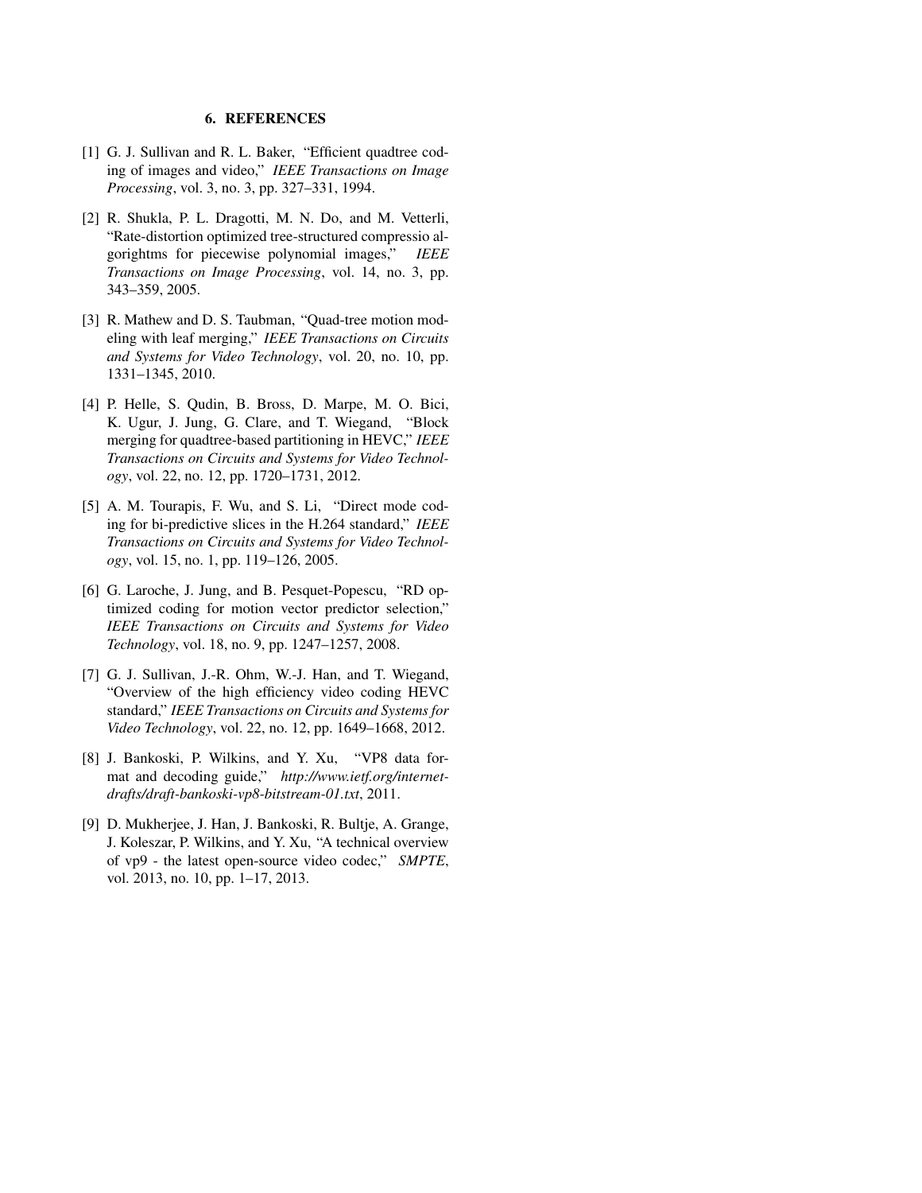## 6. REFERENCES

[1] G. J. Sullivan and R. L. Baker, "Efficient quadtree coding of images and video," *IEEE Transactions on Image Processing*, vol. 3, no. 3, pp. 327–331, 1994.

[2] R. Shukla, P. L. Dragotti, M. N. Do, and M. Vetterli, "Rate-distortion optimized tree-structured compressio algorightms for piecewise polynomial images," *IEEE Transactions on Image Processing*, vol. 14, no. 3, pp. 343–359, 2005.

[3] R. Mathew and D. S. Taubman, "Quad-tree motion modeling with leaf merging," *IEEE Transactions on Circuits and Systems for Video Technology*, vol. 20, no. 10, pp. 1331–1345, 2010.

[4] P. Helle, S. Qudin, B. Bross, D. Marpe, M. O. Bici, K. Ugur, J. Jung, G. Clare, and T. Wiegand, "Block merging for quadtree-based partitioning in HEVC," *IEEE Transactions on Circuits and Systems for Video Technology*, vol. 22, no. 12, pp. 1720–1731, 2012.

[5] A. M. Tourapis, F. Wu, and S. Li, "Direct mode coding for bi-predictive slices in the H.264 standard," *IEEE Transactions on Circuits and Systems for Video Technology*, vol. 15, no. 1, pp. 119–126, 2005.

[6] G. Laroche, J. Jung, and B. Pesquet-Popescu, "RD optimized coding for motion vector predictor selection," *IEEE Transactions on Circuits and Systems for Video Technology*, vol. 18, no. 9, pp. 1247–1257, 2008.

[7] G. J. Sullivan, J.-R. Ohm, W.-J. Han, and T. Wiegand, "Overview of the high efficiency video coding HEVC standard," *IEEE Transactions on Circuits and Systems for Video Technology*, vol. 22, no. 12, pp. 1649–1668, 2012.

[8] J. Bankoski, P. Wilkins, and Y. Xu, "VP8 data format and decoding guide," *http://www.ietf.org/internet-drafts/draft-bankoski-vp8-bitstream-01.txt*, 2011.

[9] D. Mukherjee, J. Han, J. Bankoski, R. Bultje, A. Grange, J. Koleszar, P. Wilkins, and Y. Xu, "A technical overview of vp9 - the latest open-source video codec," *SMPTE*, vol. 2013, no. 10, pp. 1–17, 2013.